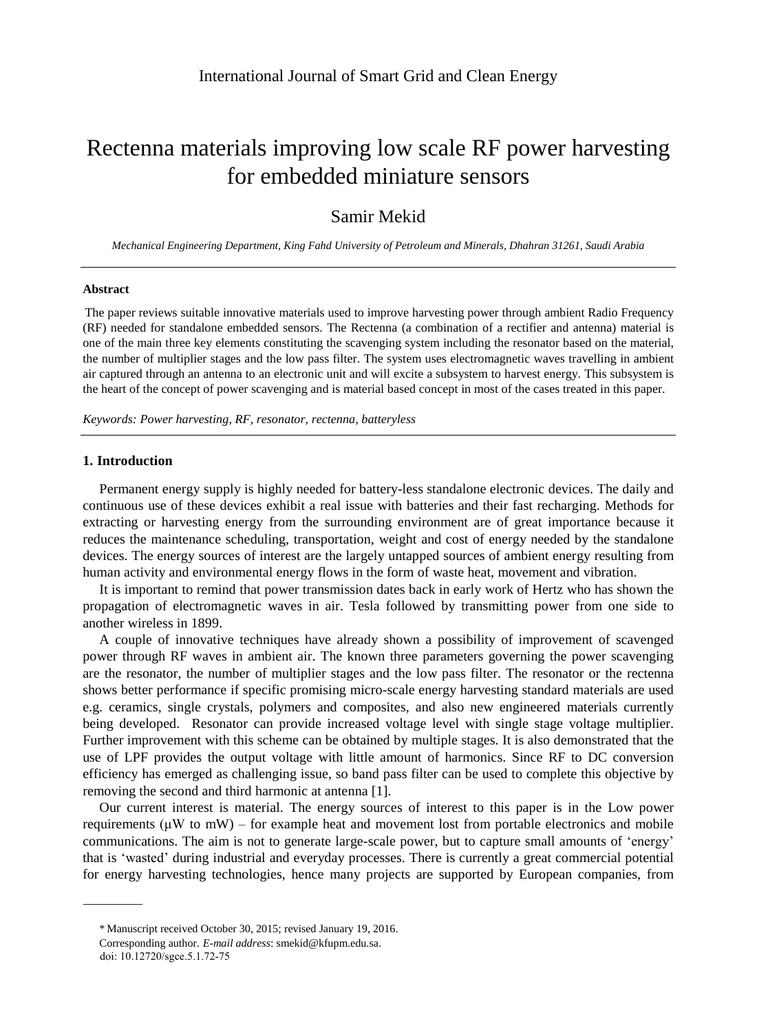# Rectenna materials improving low scale RF power harvesting for embedded miniature sensors

Samir Mekid

*Mechanical Engineering Department, King Fahd University of Petroleum and Minerals, Dhahran 31261, Saudi Arabia*

---

**Abstract**

The paper reviews suitable innovative materials used to improve harvesting power through ambient Radio Frequency (RF) needed for standalone embedded sensors. The Rectenna (a combination of a rectifier and antenna) material is one of the main three key elements constituting the scavenging system including the resonator based on the material, the number of multiplier stages and the low pass filter. The system uses electromagnetic waves travelling in ambient air captured through an antenna to an electronic unit and will excite a subsystem to harvest energy. This subsystem is the heart of the concept of power scavenging and is material based concept in most of the cases treated in this paper.

*Keywords: Power harvesting, RF, resonator, rectenna, batteryless*

---

## 1. Introduction

Permanent energy supply is highly needed for battery-less standalone electronic devices. The daily and continuous use of these devices exhibit a real issue with batteries and their fast recharging. Methods for extracting or harvesting energy from the surrounding environment are of great importance because it reduces the maintenance scheduling, transportation, weight and cost of energy needed by the standalone devices. The energy sources of interest are the largely untapped sources of ambient energy resulting from human activity and environmental energy flows in the form of waste heat, movement and vibration.

It is important to remind that power transmission dates back in early work of Hertz who has shown the propagation of electromagnetic waves in air. Tesla followed by transmitting power from one side to another wireless in 1899.

A couple of innovative techniques have already shown a possibility of improvement of scavenged power through RF waves in ambient air. The known three parameters governing the power scavenging are the resonator, the number of multiplier stages and the low pass filter. The resonator or the rectenna shows better performance if specific promising micro-scale energy harvesting standard materials are used e.g. ceramics, single crystals, polymers and composites, and also new engineered materials currently being developed. Resonator can provide increased voltage level with single stage voltage multiplier. Further improvement with this scheme can be obtained by multiple stages. It is also demonstrated that the use of LPF provides the output voltage with little amount of harmonics. Since RF to DC conversion efficiency has emerged as challenging issue, so band pass filter can be used to complete this objective by removing the second and third harmonic at antenna [1].

Our current interest is material. The energy sources of interest to this paper is in the Low power requirements (μW to mW) – for example heat and movement lost from portable electronics and mobile communications. The aim is not to generate large-scale power, but to capture small amounts of 'energy' that is 'wasted' during industrial and everyday processes. There is currently a great commercial potential for energy harvesting technologies, hence many projects are supported by European companies, from

---

\* Manuscript received October 30, 2015; revised January 19, 2016.

Corresponding author. *E-mail address*: smekid@kfupm.edu.sa.

doi: 10.12720/sgce.5.1.72-75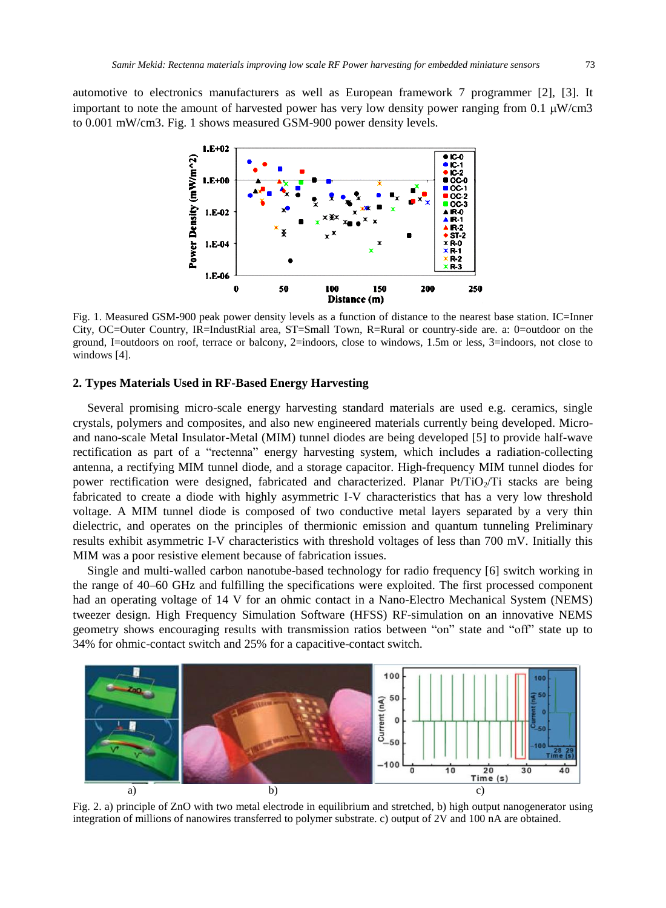automotive to electronics manufacturers as well as European framework 7 programmer [2], [3]. It important to note the amount of harvested power has very low density power ranging from 0.1 μW/cm3 to 0.001 mW/cm3. Fig. 1 shows measured GSM-900 power density levels.

Fig. 1. Measured GSM-900 peak power density levels as a function of distance to the nearest base station. IC=Inner City, OC=Outer Country, IR=IndustRial area, ST=Small Town, R=Rural or country-side are. a: 0=outdoor on the ground, I=outdoors on roof, terrace or balcony, 2=indoors, close to windows, 1.5m or less, 3=indoors, not close to windows [4].

## 2. Types Materials Used in RF-Based Energy Harvesting

Several promising micro-scale energy harvesting standard materials are used e.g. ceramics, single crystals, polymers and composites, and also new engineered materials currently being developed. Micro- and nano-scale Metal Insulator-Metal (MIM) tunnel diodes are being developed [5] to provide half-wave rectification as part of a "rectenna" energy harvesting system, which includes a radiation-collecting antenna, a rectifying MIM tunnel diode, and a storage capacitor. High-frequency MIM tunnel diodes for power rectification were designed, fabricated and characterized. Planar Pt/$TiO_2$/Ti stacks are being fabricated to create a diode with highly asymmetric I-V characteristics that has a very low threshold voltage. A MIM tunnel diode is composed of two conductive metal layers separated by a very thin dielectric, and operates on the principles of thermionic emission and quantum tunneling Preliminary results exhibit asymmetric I-V characteristics with threshold voltages of less than 700 mV. Initially this MIM was a poor resistive element because of fabrication issues.

Single and multi-walled carbon nanotube-based technology for radio frequency [6] switch working in the range of 40–60 GHz and fulfilling the specifications were exploited. The first processed component had an operating voltage of 14 V for an ohmic contact in a Nano-Electro Mechanical System (NEMS) tweezer design. High Frequency Simulation Software (HFSS) RF-simulation on an innovative NEMS geometry shows encouraging results with transmission ratios between "on" state and "off" state up to 34% for ohmic-contact switch and 25% for a capacitive-contact switch.

Fig. 2. a) principle of ZnO with two metal electrode in equilibrium and stretched, b) high output nanogenerator using integration of millions of nanowires transferred to polymer substrate. c) output of 2V and 100 nA are obtained.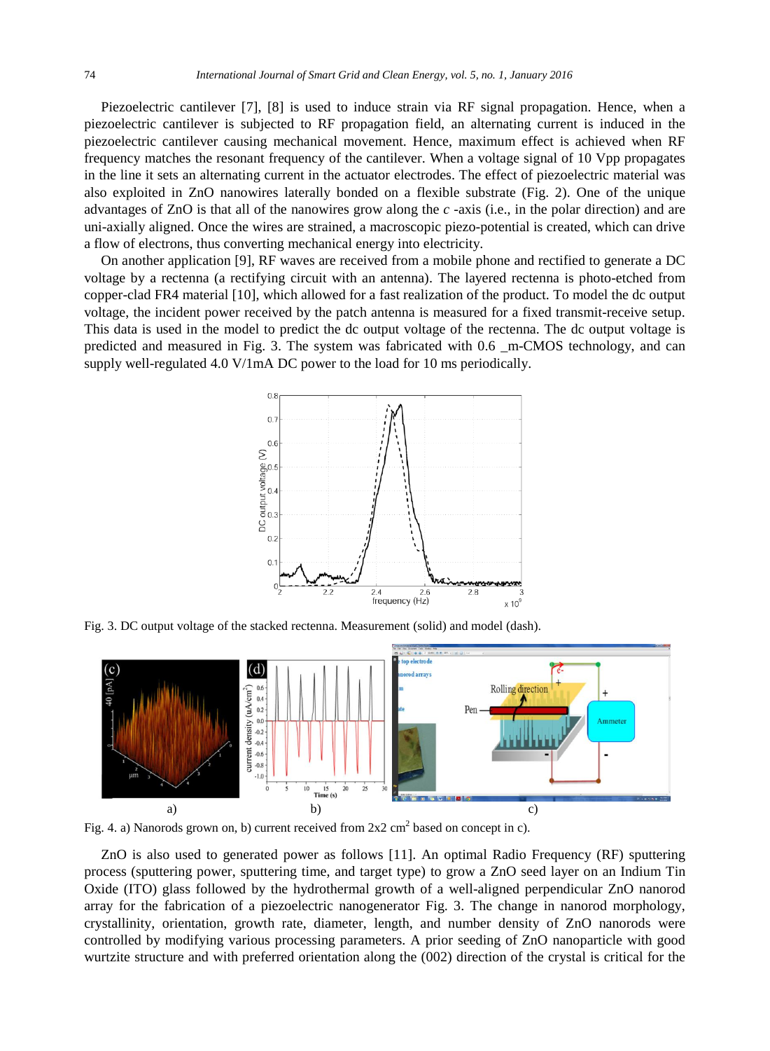Piezoelectric cantilever [7], [8] is used to induce strain via RF signal propagation. Hence, when a piezoelectric cantilever is subjected to RF propagation field, an alternating current is induced in the piezoelectric cantilever causing mechanical movement. Hence, maximum effect is achieved when RF frequency matches the resonant frequency of the cantilever. When a voltage signal of 10 Vpp propagates in the line it sets an alternating current in the actuator electrodes. The effect of piezoelectric material was also exploited in ZnO nanowires laterally bonded on a flexible substrate (Fig. 2). One of the unique advantages of ZnO is that all of the nanowires grow along the *c* -axis (i.e., in the polar direction) and are uni-axially aligned. Once the wires are strained, a macroscopic piezo-potential is created, which can drive a flow of electrons, thus converting mechanical energy into electricity.

On another application [9], RF waves are received from a mobile phone and rectified to generate a DC voltage by a rectenna (a rectifying circuit with an antenna). The layered rectenna is photo-etched from copper-clad FR4 material [10], which allowed for a fast realization of the product. To model the dc output voltage, the incident power received by the patch antenna is measured for a fixed transmit-receive setup. This data is used in the model to predict the dc output voltage of the rectenna. The dc output voltage is predicted and measured in Fig. 3. The system was fabricated with 0.6 _m-CMOS technology, and can supply well-regulated 4.0 V/1mA DC power to the load for 10 ms periodically.

Fig. 3. DC output voltage of the stacked rectenna. Measurement (solid) and model (dash).

Fig. 4. a) Nanorods grown on, b) current received from 2x2 $cm^2$ based on concept in c).

ZnO is also used to generated power as follows [11]. An optimal Radio Frequency (RF) sputtering process (sputtering power, sputtering time, and target type) to grow a ZnO seed layer on an Indium Tin Oxide (ITO) glass followed by the hydrothermal growth of a well-aligned perpendicular ZnO nanorod array for the fabrication of a piezoelectric nanogenerator Fig. 3. The change in nanorod morphology, crystallinity, orientation, growth rate, diameter, length, and number density of ZnO nanorods were controlled by modifying various processing parameters. A prior seeding of ZnO nanoparticle with good wurtzite structure and with preferred orientation along the (002) direction of the crystal is critical for the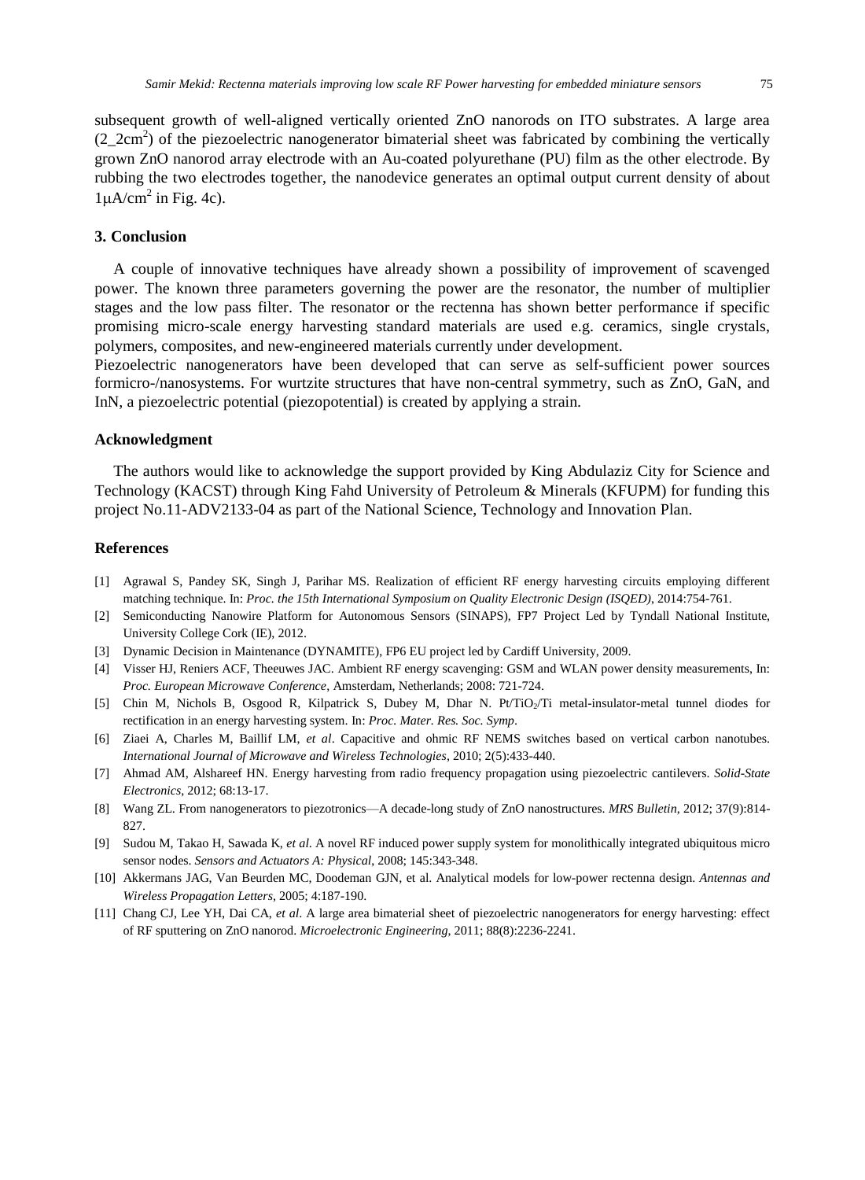subsequent growth of well-aligned vertically oriented ZnO nanorods on ITO substrates. A large area (2_2cm$^2$) of the piezoelectric nanogenerator bimaterial sheet was fabricated by combining the vertically grown ZnO nanorod array electrode with an Au-coated polyurethane (PU) film as the other electrode. By rubbing the two electrodes together, the nanodevice generates an optimal output current density of about 1μA/cm$^2$ in Fig. 4c).

## 3. Conclusion

A couple of innovative techniques have already shown a possibility of improvement of scavenged power. The known three parameters governing the power are the resonator, the number of multiplier stages and the low pass filter. The resonator or the rectenna has shown better performance if specific promising micro-scale energy harvesting standard materials are used e.g. ceramics, single crystals, polymers, composites, and new-engineered materials currently under development.

Piezoelectric nanogenerators have been developed that can serve as self-sufficient power sources formicro-/nanosystems. For wurtzite structures that have non-central symmetry, such as ZnO, GaN, and InN, a piezoelectric potential (piezopotential) is created by applying a strain.

## Acknowledgment

The authors would like to acknowledge the support provided by King Abdulaziz City for Science and Technology (KACST) through King Fahd University of Petroleum & Minerals (KFUPM) for funding this project No.11-ADV2133-04 as part of the National Science, Technology and Innovation Plan.

## References

[1] Agrawal S, Pandey SK, Singh J, Parihar MS. Realization of efficient RF energy harvesting circuits employing different matching technique. In: *Proc. the 15th International Symposium on Quality Electronic Design (ISQED)*, 2014:754-761.

[2] Semiconducting Nanowire Platform for Autonomous Sensors (SINAPS), FP7 Project Led by Tyndall National Institute, University College Cork (IE), 2012.

[3] Dynamic Decision in Maintenance (DYNAMITE), FP6 EU project led by Cardiff University, 2009.

[4] Visser HJ, Reniers ACF, Theeuwes JAC. Ambient RF energy scavenging: GSM and WLAN power density measurements, In: *Proc. European Microwave Conference*, Amsterdam, Netherlands; 2008: 721-724.

[5] Chin M, Nichols B, Osgood R, Kilpatrick S, Dubey M, Dhar N. Pt/$TiO_2$/Ti metal-insulator-metal tunnel diodes for rectification in an energy harvesting system. In: *Proc. Mater. Res. Soc. Symp*.

[6] Ziaei A, Charles M, Baillif LM, *et al*. Capacitive and ohmic RF NEMS switches based on vertical carbon nanotubes. *International Journal of Microwave and Wireless Technologies*, 2010; 2(5):433-440.

[7] Ahmad AM, Alshareef HN. Energy harvesting from radio frequency propagation using piezoelectric cantilevers. *Solid-State Electronics*, 2012; 68:13-17.

[8] Wang ZL. From nanogenerators to piezotronics—A decade-long study of ZnO nanostructures. *MRS Bulletin*, 2012; 37(9):814-827.

[9] Sudou M, Takao H, Sawada K, *et al*. A novel RF induced power supply system for monolithically integrated ubiquitous micro sensor nodes. *Sensors and Actuators A: Physical*, 2008; 145:343-348.

[10] Akkermans JAG, Van Beurden MC, Doodeman GJN, et al. Analytical models for low-power rectenna design. *Antennas and Wireless Propagation Letters*, 2005; 4:187-190.

[11] Chang CJ, Lee YH, Dai CA, *et al*. A large area bimaterial sheet of piezoelectric nanogenerators for energy harvesting: effect of RF sputtering on ZnO nanorod. *Microelectronic Engineering*, 2011; 88(8):2236-2241.